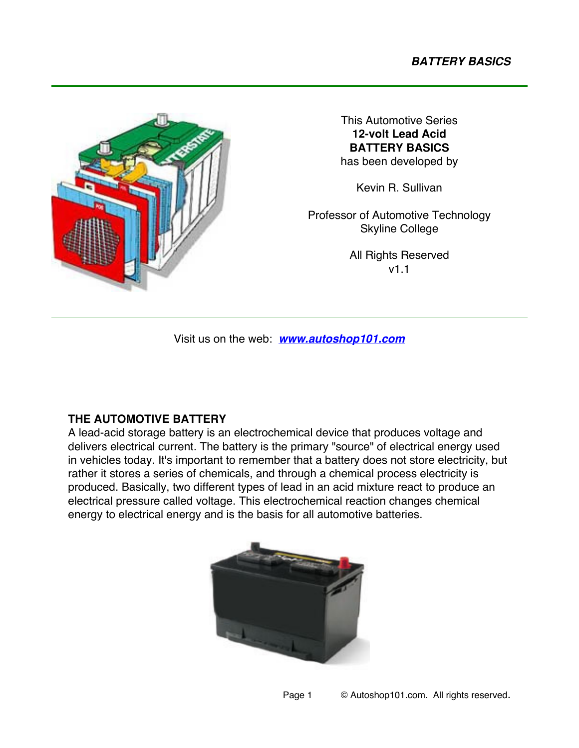This Automotive Series
**12-volt Lead Acid**
**BATTERY BASICS**
has been developed by

Kevin R. Sullivan

Professor of Automotive Technology
Skyline College

All Rights Reserved
v1.1

Visit us on the web: ***www.autoshop101.com***

## THE AUTOMOTIVE BATTERY

A lead-acid storage battery is an electrochemical device that produces voltage and delivers electrical current. The battery is the primary "source" of electrical energy used in vehicles today. It's important to remember that a battery does not store electricity, but rather it stores a series of chemicals, and through a chemical process electricity is produced. Basically, two different types of lead in an acid mixture react to produce an electrical pressure called voltage. This electrochemical reaction changes chemical energy to electrical energy and is the basis for all automotive batteries.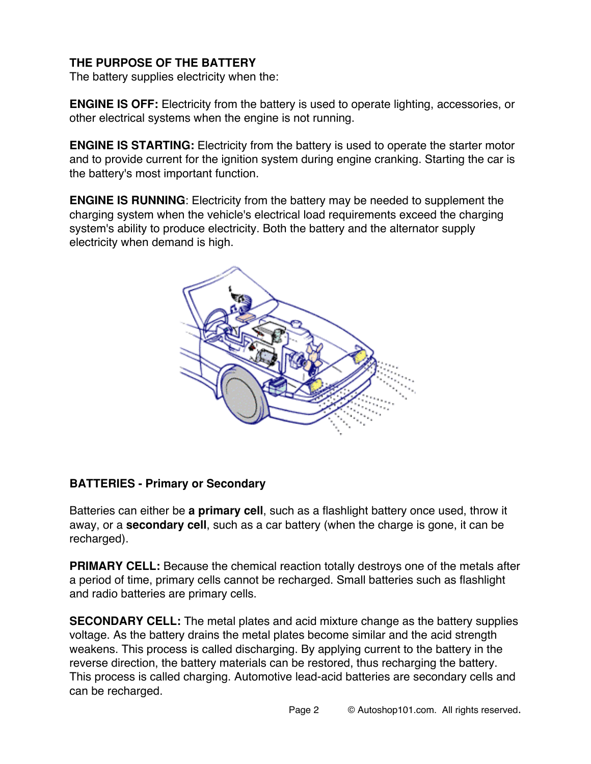## THE PURPOSE OF THE BATTERY

The battery supplies electricity when the:

**ENGINE IS OFF:** Electricity from the battery is used to operate lighting, accessories, or other electrical systems when the engine is not running.

**ENGINE IS STARTING:** Electricity from the battery is used to operate the starter motor and to provide current for the ignition system during engine cranking. Starting the car is the battery's most important function.

**ENGINE IS RUNNING**: Electricity from the battery may be needed to supplement the charging system when the vehicle's electrical load requirements exceed the charging system's ability to produce electricity. Both the battery and the alternator supply electricity when demand is high.

## BATTERIES - Primary or Secondary

Batteries can either be **a primary cell**, such as a flashlight battery once used, throw it away, or a **secondary cell**, such as a car battery (when the charge is gone, it can be recharged).

**PRIMARY CELL:** Because the chemical reaction totally destroys one of the metals after a period of time, primary cells cannot be recharged. Small batteries such as flashlight and radio batteries are primary cells.

**SECONDARY CELL:** The metal plates and acid mixture change as the battery supplies voltage. As the battery drains the metal plates become similar and the acid strength weakens. This process is called discharging. By applying current to the battery in the reverse direction, the battery materials can be restored, thus recharging the battery. This process is called charging. Automotive lead-acid batteries are secondary cells and can be recharged.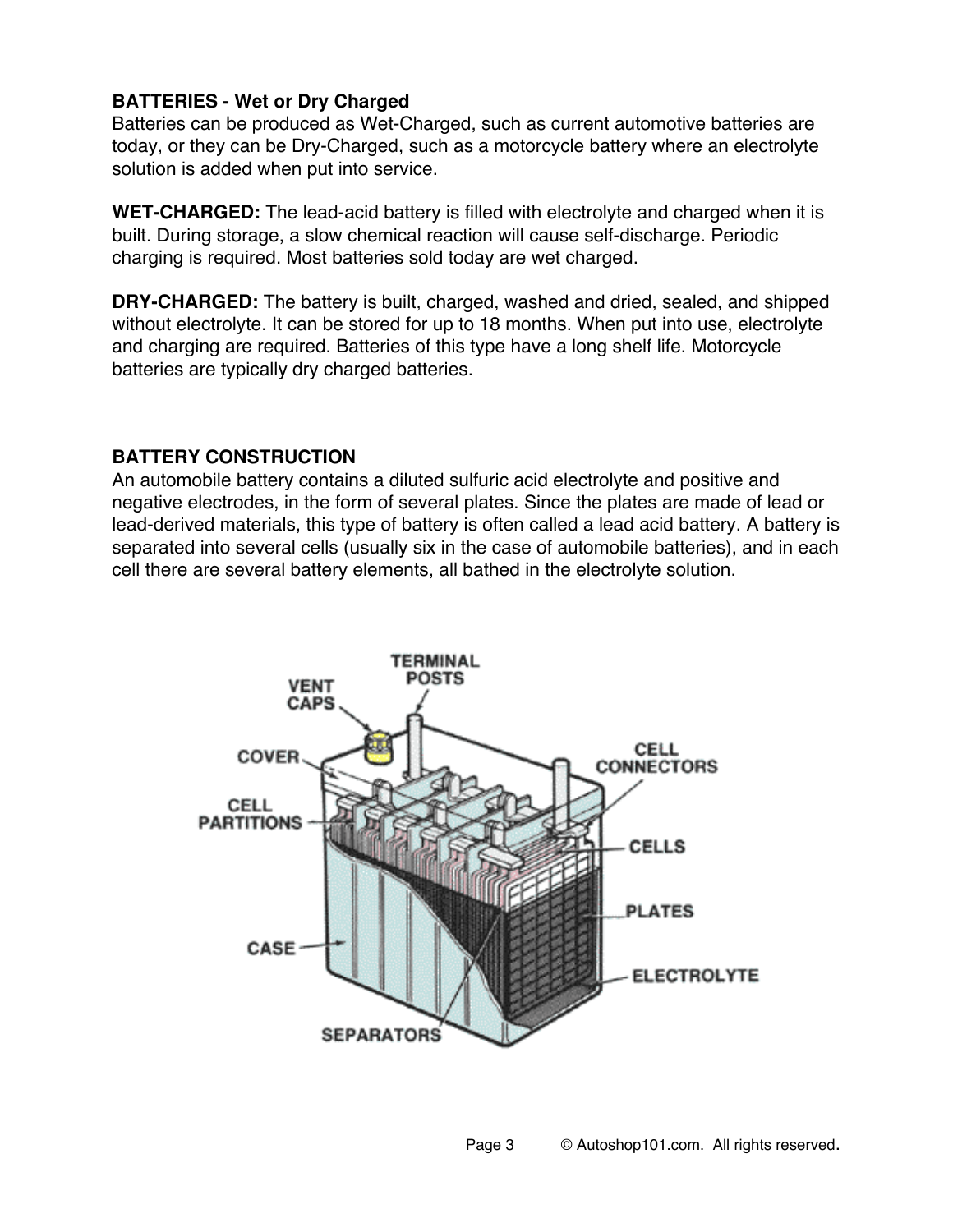## BATTERIES - Wet or Dry Charged

Batteries can be produced as Wet-Charged, such as current automotive batteries are today, or they can be Dry-Charged, such as a motorcycle battery where an electrolyte solution is added when put into service.

**WET-CHARGED:** The lead-acid battery is filled with electrolyte and charged when it is built. During storage, a slow chemical reaction will cause self-discharge. Periodic charging is required. Most batteries sold today are wet charged.

**DRY-CHARGED:** The battery is built, charged, washed and dried, sealed, and shipped without electrolyte. It can be stored for up to 18 months. When put into use, electrolyte and charging are required. Batteries of this type have a long shelf life. Motorcycle batteries are typically dry charged batteries.

## BATTERY CONSTRUCTION

An automobile battery contains a diluted sulfuric acid electrolyte and positive and negative electrodes, in the form of several plates. Since the plates are made of lead or lead-derived materials, this type of battery is often called a lead acid battery. A battery is separated into several cells (usually six in the case of automobile batteries), and in each cell there are several battery elements, all bathed in the electrolyte solution.

VENT CAPS, TERMINAL POSTS, COVER, CELL CONNECTORS, CELL PARTITIONS, CELLS, PLATES, CASE, ELECTROLYTE, SEPARATORS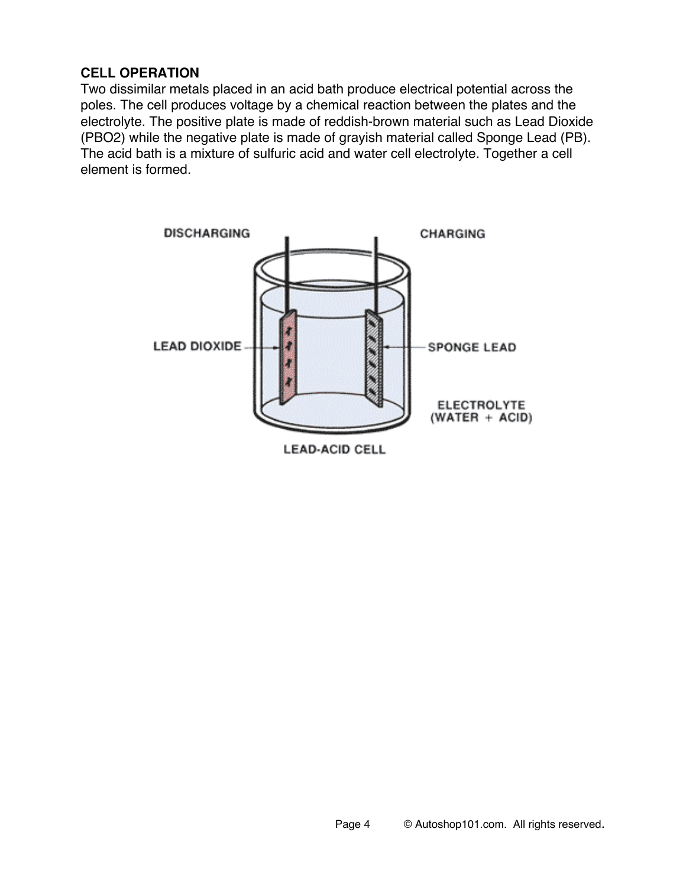**CELL OPERATION**

Two dissimilar metals placed in an acid bath produce electrical potential across the poles. The cell produces voltage by a chemical reaction between the plates and the electrolyte. The positive plate is made of reddish-brown material such as Lead Dioxide (PBO2) while the negative plate is made of grayish material called Sponge Lead (PB). The acid bath is a mixture of sulfuric acid and water cell electrolyte. Together a cell element is formed.

DISCHARGING

CHARGING

LEAD DIOXIDE

SPONGE LEAD

ELECTROLYTE (WATER + ACID)

LEAD-ACID CELL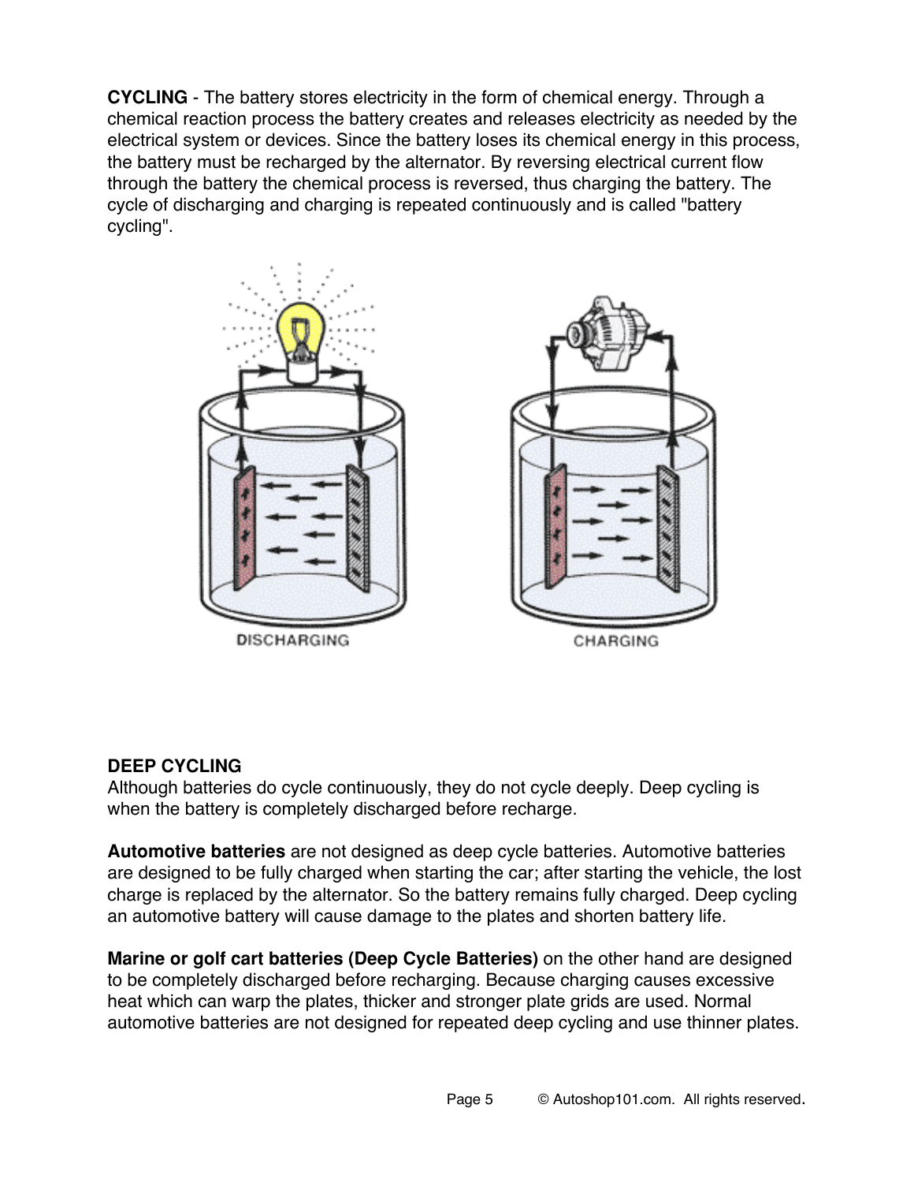**CYCLING** - The battery stores electricity in the form of chemical energy. Through a chemical reaction process the battery creates and releases electricity as needed by the electrical system or devices. Since the battery loses its chemical energy in this process, the battery must be recharged by the alternator. By reversing electrical current flow through the battery the chemical process is reversed, thus charging the battery. The cycle of discharging and charging is repeated continuously and is called "battery cycling".

DISCHARGING CHARGING

### DEEP CYCLING

Although batteries do cycle continuously, they do not cycle deeply. Deep cycling is when the battery is completely discharged before recharge.

**Automotive batteries** are not designed as deep cycle batteries. Automotive batteries are designed to be fully charged when starting the car; after starting the vehicle, the lost charge is replaced by the alternator. So the battery remains fully charged. Deep cycling an automotive battery will cause damage to the plates and shorten battery life.

**Marine or golf cart batteries (Deep Cycle Batteries)** on the other hand are designed to be completely discharged before recharging. Because charging causes excessive heat which can warp the plates, thicker and stronger plate grids are used. Normal automotive batteries are not designed for repeated deep cycling and use thinner plates.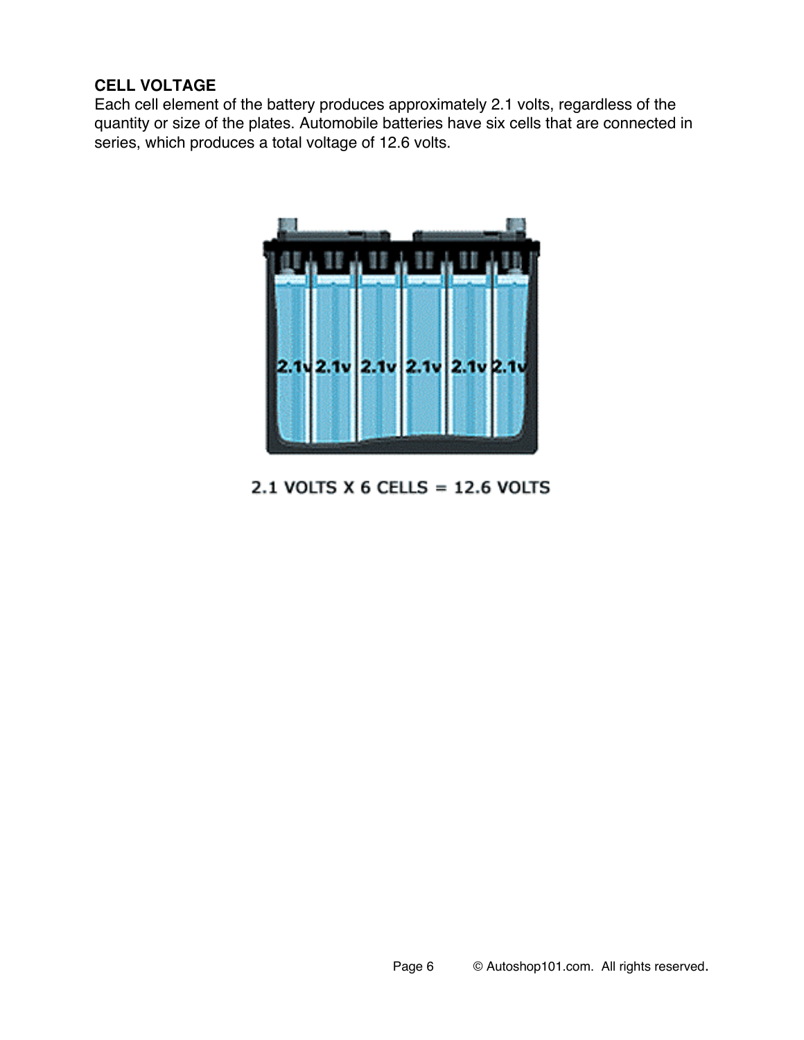**CELL VOLTAGE**

Each cell element of the battery produces approximately 2.1 volts, regardless of the quantity or size of the plates. Automobile batteries have six cells that are connected in series, which produces a total voltage of 12.6 volts.

2.1 VOLTS X 6 CELLS = 12.6 VOLTS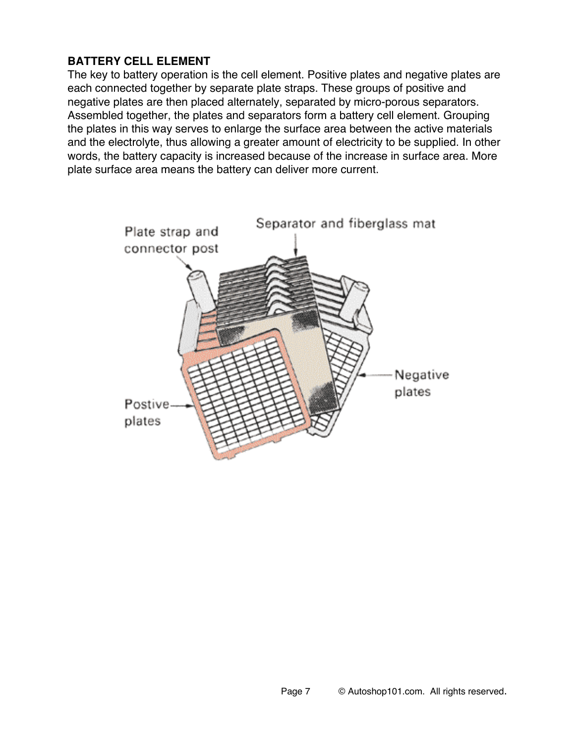## BATTERY CELL ELEMENT

The key to battery operation is the cell element. Positive plates and negative plates are each connected together by separate plate straps. These groups of positive and negative plates are then placed alternately, separated by micro-porous separators. Assembled together, the plates and separators form a battery cell element. Grouping the plates in this way serves to enlarge the surface area between the active materials and the electrolyte, thus allowing a greater amount of electricity to be supplied. In other words, the battery capacity is increased because of the increase in surface area. More plate surface area means the battery can deliver more current.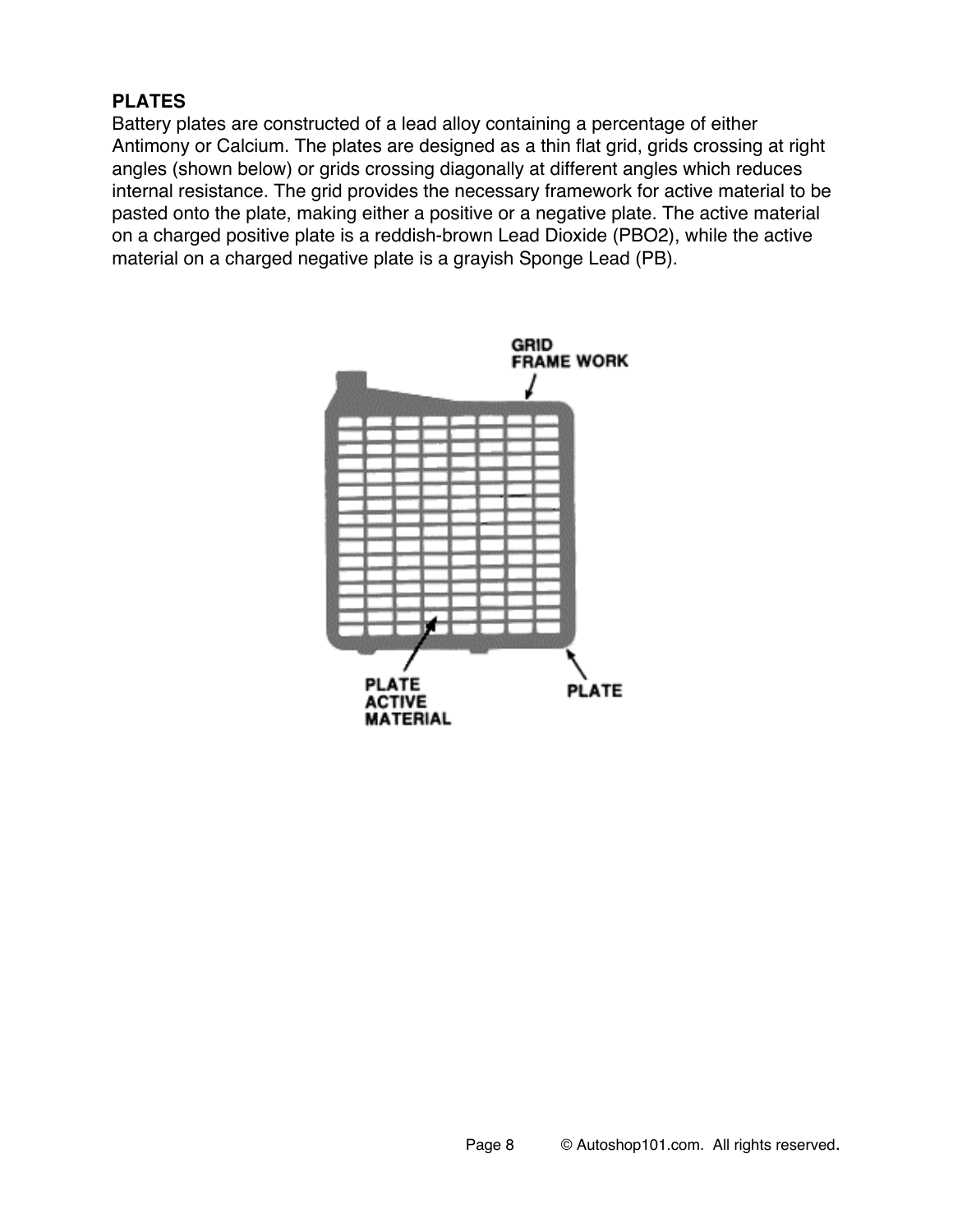**PLATES**

Battery plates are constructed of a lead alloy containing a percentage of either Antimony or Calcium. The plates are designed as a thin flat grid, grids crossing at right angles (shown below) or grids crossing diagonally at different angles which reduces internal resistance. The grid provides the necessary framework for active material to be pasted onto the plate, making either a positive or a negative plate. The active material on a charged positive plate is a reddish-brown Lead Dioxide (PBO2), while the active material on a charged negative plate is a grayish Sponge Lead (PB).

GRID FRAME WORK

PLATE ACTIVE MATERIAL

PLATE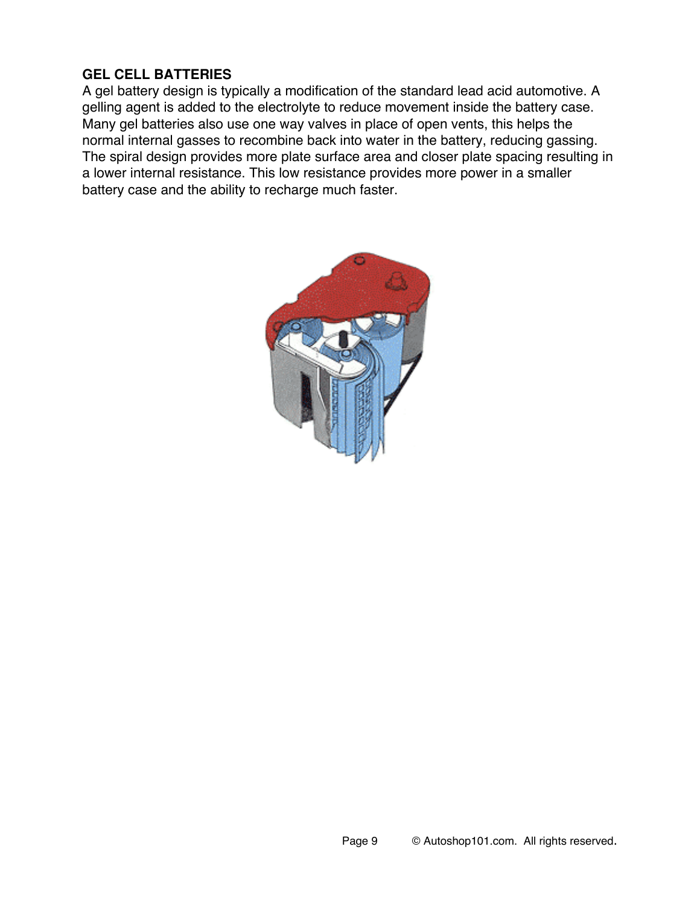**GEL CELL BATTERIES**

A gel battery design is typically a modification of the standard lead acid automotive. A gelling agent is added to the electrolyte to reduce movement inside the battery case. Many gel batteries also use one way valves in place of open vents, this helps the normal internal gasses to recombine back into water in the battery, reducing gassing. The spiral design provides more plate surface area and closer plate spacing resulting in a lower internal resistance. This low resistance provides more power in a smaller battery case and the ability to recharge much faster.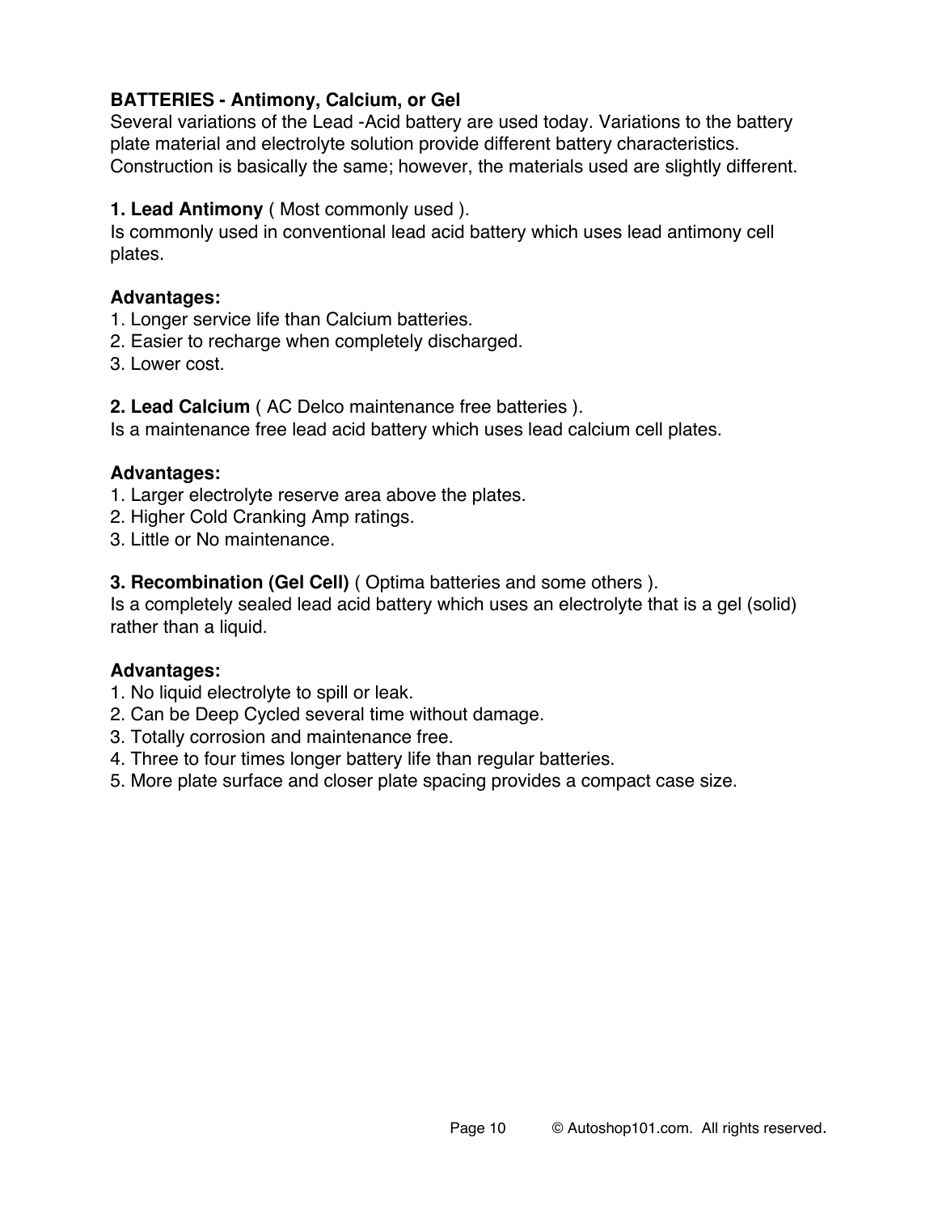**BATTERIES - Antimony, Calcium, or Gel**

Several variations of the Lead -Acid battery are used today. Variations to the battery plate material and electrolyte solution provide different battery characteristics. Construction is basically the same; however, the materials used are slightly different.

**1. Lead Antimony** ( Most commonly used ).
Is commonly used in conventional lead acid battery which uses lead antimony cell plates.

**Advantages:**
1. Longer service life than Calcium batteries.
2. Easier to recharge when completely discharged.
3. Lower cost.

**2. Lead Calcium** ( AC Delco maintenance free batteries ).
Is a maintenance free lead acid battery which uses lead calcium cell plates.

**Advantages:**
1. Larger electrolyte reserve area above the plates.
2. Higher Cold Cranking Amp ratings.
3. Little or No maintenance.

**3. Recombination (Gel Cell)** ( Optima batteries and some others ).
Is a completely sealed lead acid battery which uses an electrolyte that is a gel (solid) rather than a liquid.

**Advantages:**
1. No liquid electrolyte to spill or leak.
2. Can be Deep Cycled several time without damage.
3. Totally corrosion and maintenance free.
4. Three to four times longer battery life than regular batteries.
5. More plate surface and closer plate spacing provides a compact case size.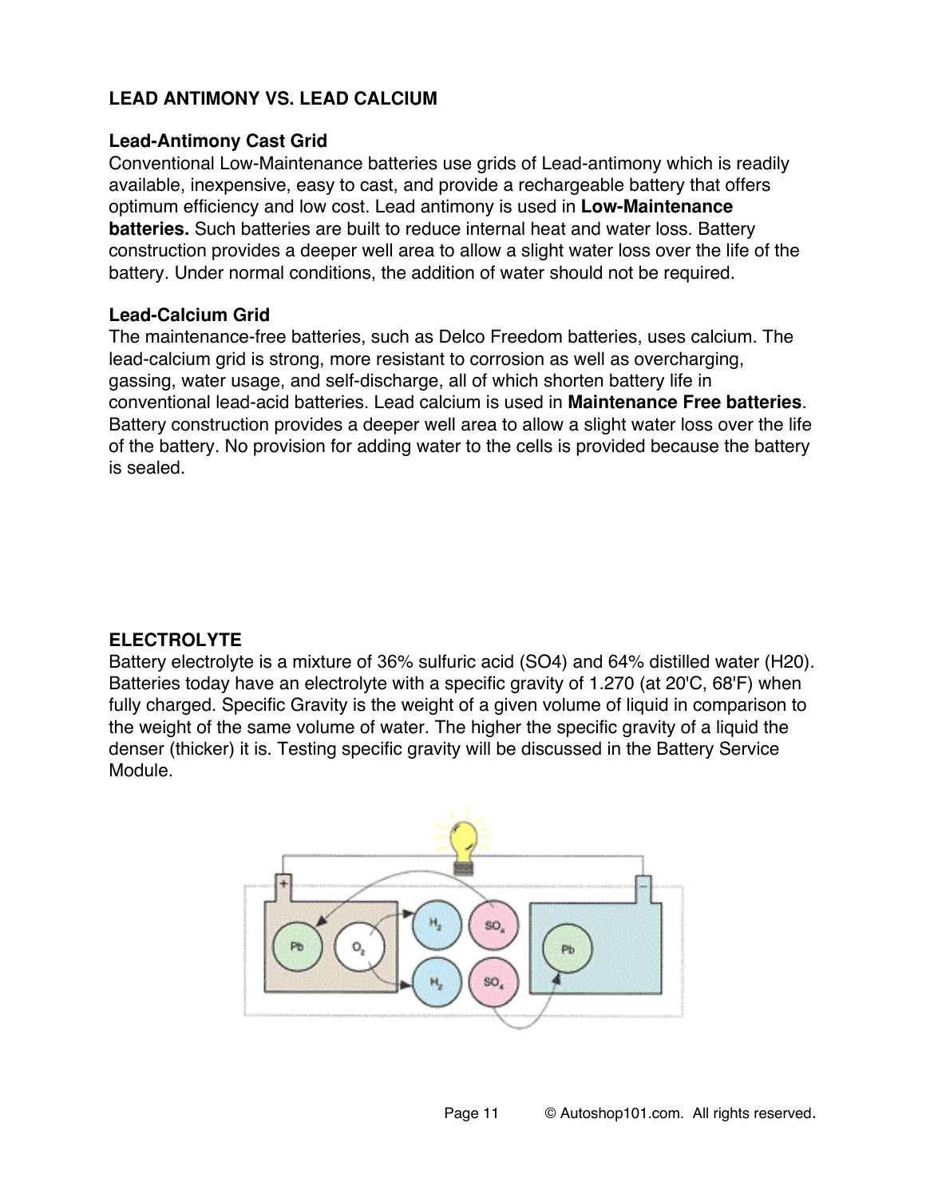## LEAD ANTIMONY VS. LEAD CALCIUM

### Lead-Antimony Cast Grid

Conventional Low-Maintenance batteries use grids of Lead-antimony which is readily available, inexpensive, easy to cast, and provide a rechargeable battery that offers optimum efficiency and low cost. Lead antimony is used in **Low-Maintenance batteries.** Such batteries are built to reduce internal heat and water loss. Battery construction provides a deeper well area to allow a slight water loss over the life of the battery. Under normal conditions, the addition of water should not be required.

### Lead-Calcium Grid

The maintenance-free batteries, such as Delco Freedom batteries, uses calcium. The lead-calcium grid is strong, more resistant to corrosion as well as overcharging, gassing, water usage, and self-discharge, all of which shorten battery life in conventional lead-acid batteries. Lead calcium is used in **Maintenance Free batteries**. Battery construction provides a deeper well area to allow a slight water loss over the life of the battery. No provision for adding water to the cells is provided because the battery is sealed.

## ELECTROLYTE

Battery electrolyte is a mixture of 36% sulfuric acid ($SO4$) and 64% distilled water ($H20$). Batteries today have an electrolyte with a specific gravity of 1.270 (at 20'C, 68'F) when fully charged. Specific Gravity is the weight of a given volume of liquid in comparison to the weight of the same volume of water. The higher the specific gravity of a liquid the denser (thicker) it is. Testing specific gravity will be discussed in the Battery Service Module.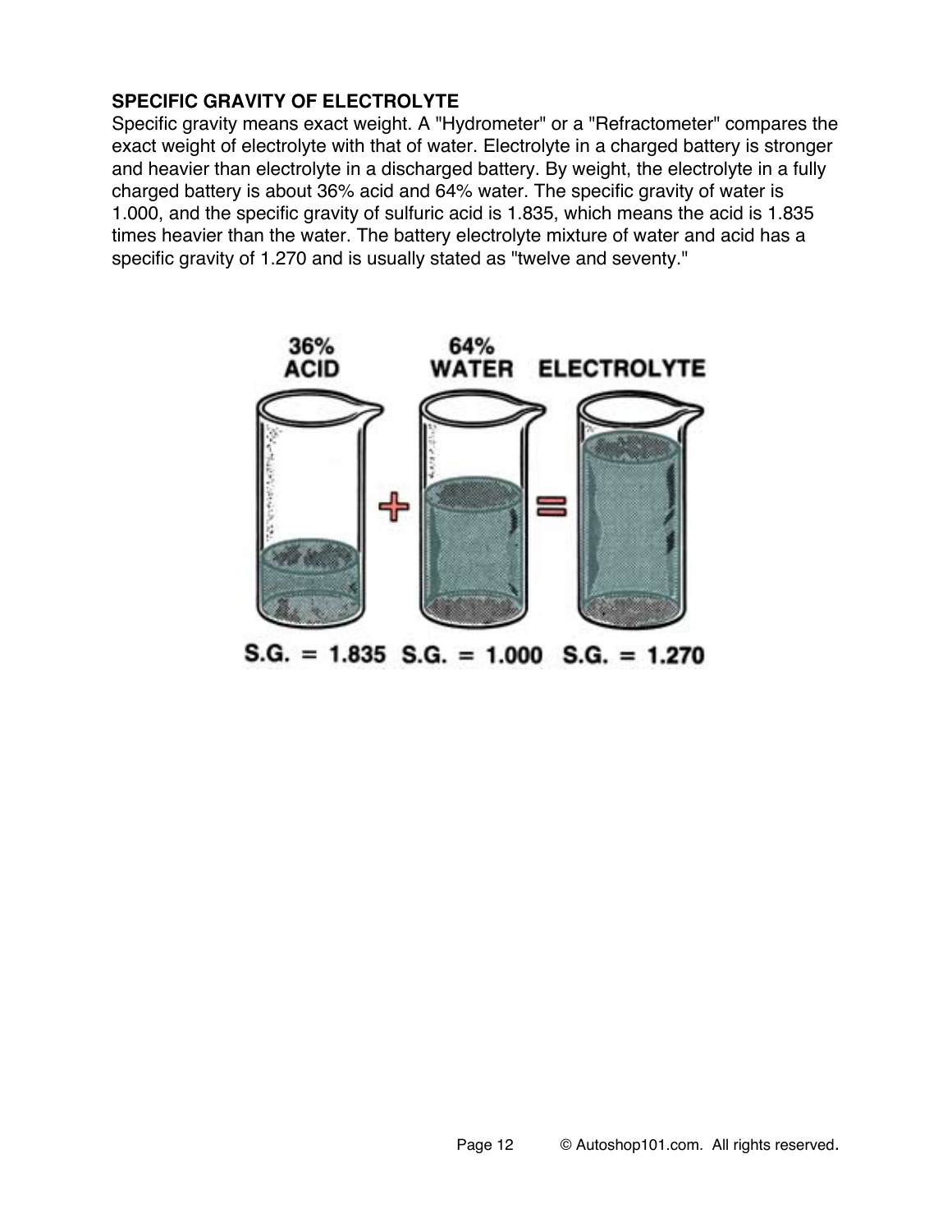**SPECIFIC GRAVITY OF ELECTROLYTE**

Specific gravity means exact weight. A "Hydrometer" or a "Refractometer" compares the exact weight of electrolyte with that of water. Electrolyte in a charged battery is stronger and heavier than electrolyte in a discharged battery. By weight, the electrolyte in a fully charged battery is about 36% acid and 64% water. The specific gravity of water is 1.000, and the specific gravity of sulfuric acid is 1.835, which means the acid is 1.835 times heavier than the water. The battery electrolyte mixture of water and acid has a specific gravity of 1.270 and is usually stated as "twelve and seventy."

36% ACID + 64% WATER = ELECTROLYTE

S.G. = 1.835 S.G. = 1.000 S.G. = 1.270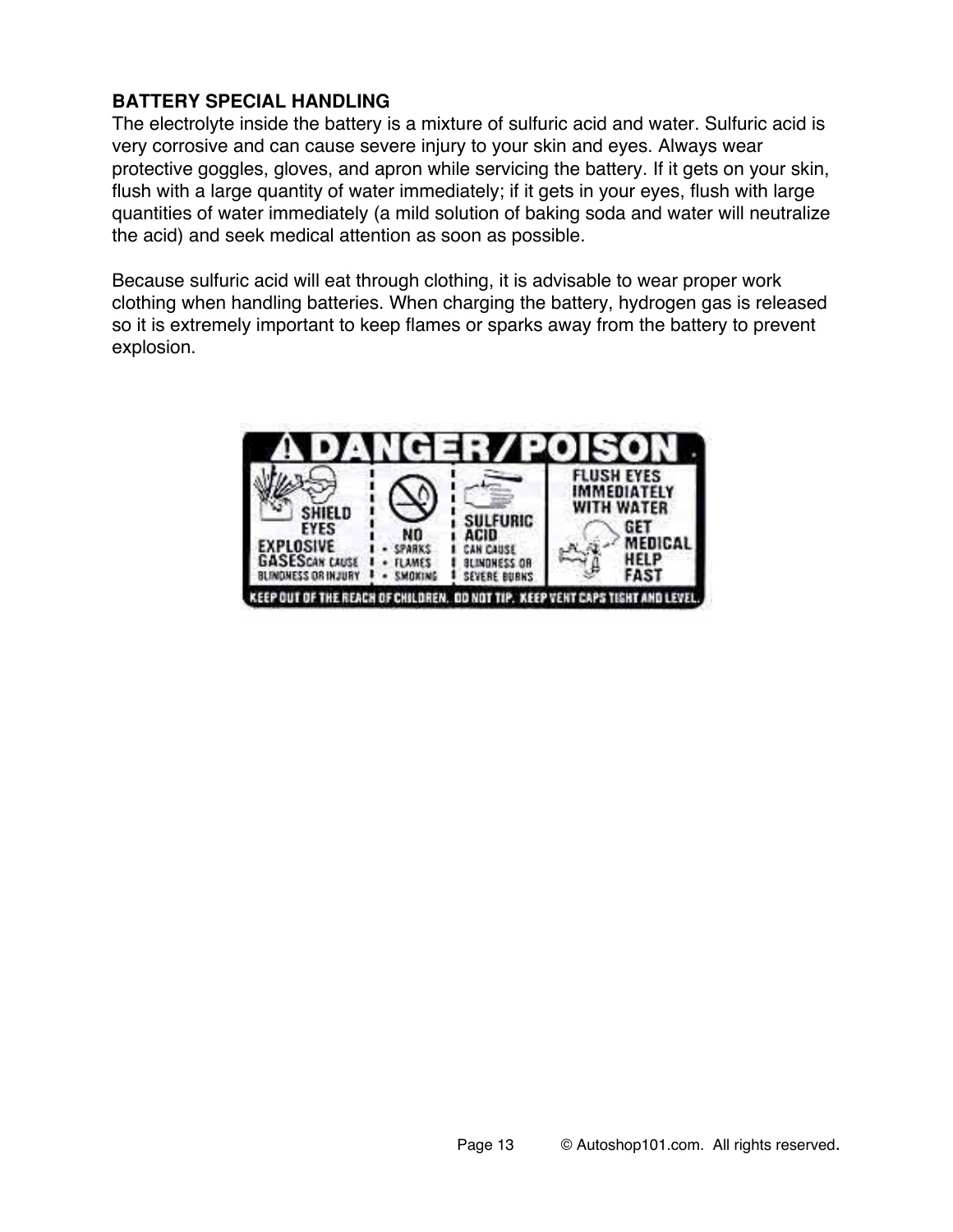**BATTERY SPECIAL HANDLING**

The electrolyte inside the battery is a mixture of sulfuric acid and water. Sulfuric acid is very corrosive and can cause severe injury to your skin and eyes. Always wear protective goggles, gloves, and apron while servicing the battery. If it gets on your skin, flush with a large quantity of water immediately; if it gets in your eyes, flush with large quantities of water immediately (a mild solution of baking soda and water will neutralize the acid) and seek medical attention as soon as possible.

Because sulfuric acid will eat through clothing, it is advisable to wear proper work clothing when handling batteries. When charging the battery, hydrogen gas is released so it is extremely important to keep flames or sparks away from the battery to prevent explosion.

**DANGER/POISON**

SHIELD EYES
EXPLOSIVE GASES CAN CAUSE BLINDNESS OR INJURY

NO
- SPARKS
- FLAMES
- SMOKING

SULFURIC ACID CAN CAUSE BLINDNESS OR SEVERE BURNS

FLUSH EYES IMMEDIATELY WITH WATER
GET MEDICAL HELP FAST

KEEP OUT OF THE REACH OF CHILDREN. DO NOT TIP. KEEP VENT CAPS TIGHT AND LEVEL.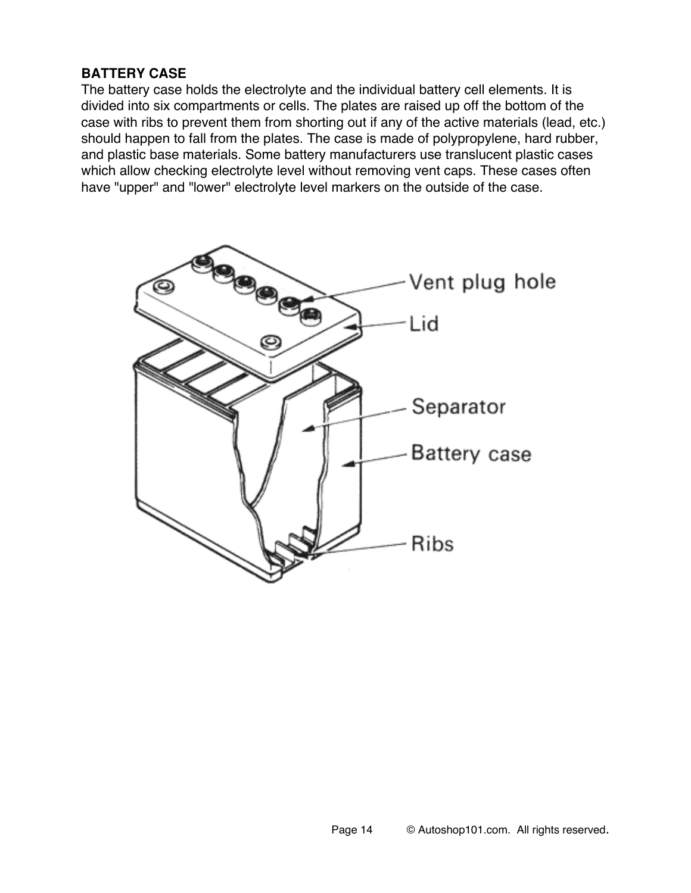**BATTERY CASE**

The battery case holds the electrolyte and the individual battery cell elements. It is divided into six compartments or cells. The plates are raised up off the bottom of the case with ribs to prevent them from shorting out if any of the active materials (lead, etc.) should happen to fall from the plates. The case is made of polypropylene, hard rubber, and plastic base materials. Some battery manufacturers use translucent plastic cases which allow checking electrolyte level without removing vent caps. These cases often have "upper" and "lower" electrolyte level markers on the outside of the case.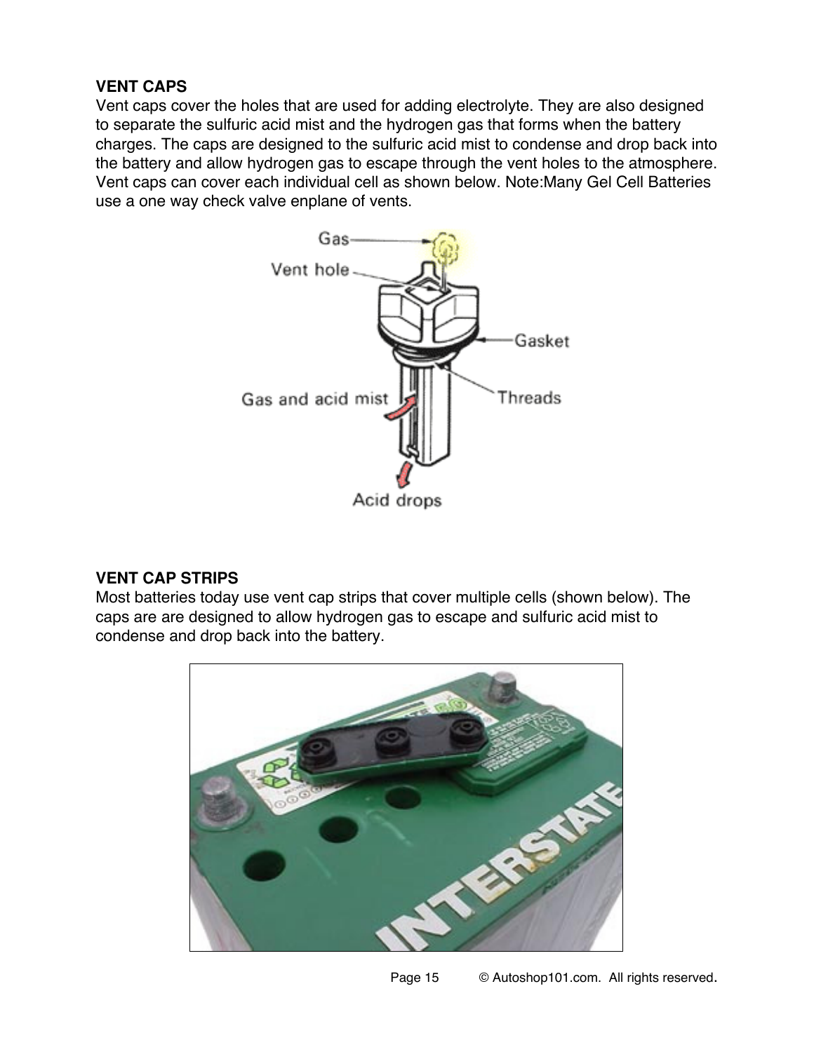## VENT CAPS

Vent caps cover the holes that are used for adding electrolyte. They are also designed to separate the sulfuric acid mist and the hydrogen gas that forms when the battery charges. The caps are designed to the sulfuric acid mist to condense and drop back into the battery and allow hydrogen gas to escape through the vent holes to the atmosphere. Vent caps can cover each individual cell as shown below. Note:Many Gel Cell Batteries use a one way check valve enplane of vents.

## VENT CAP STRIPS

Most batteries today use vent cap strips that cover multiple cells (shown below). The caps are are designed to allow hydrogen gas to escape and sulfuric acid mist to condense and drop back into the battery.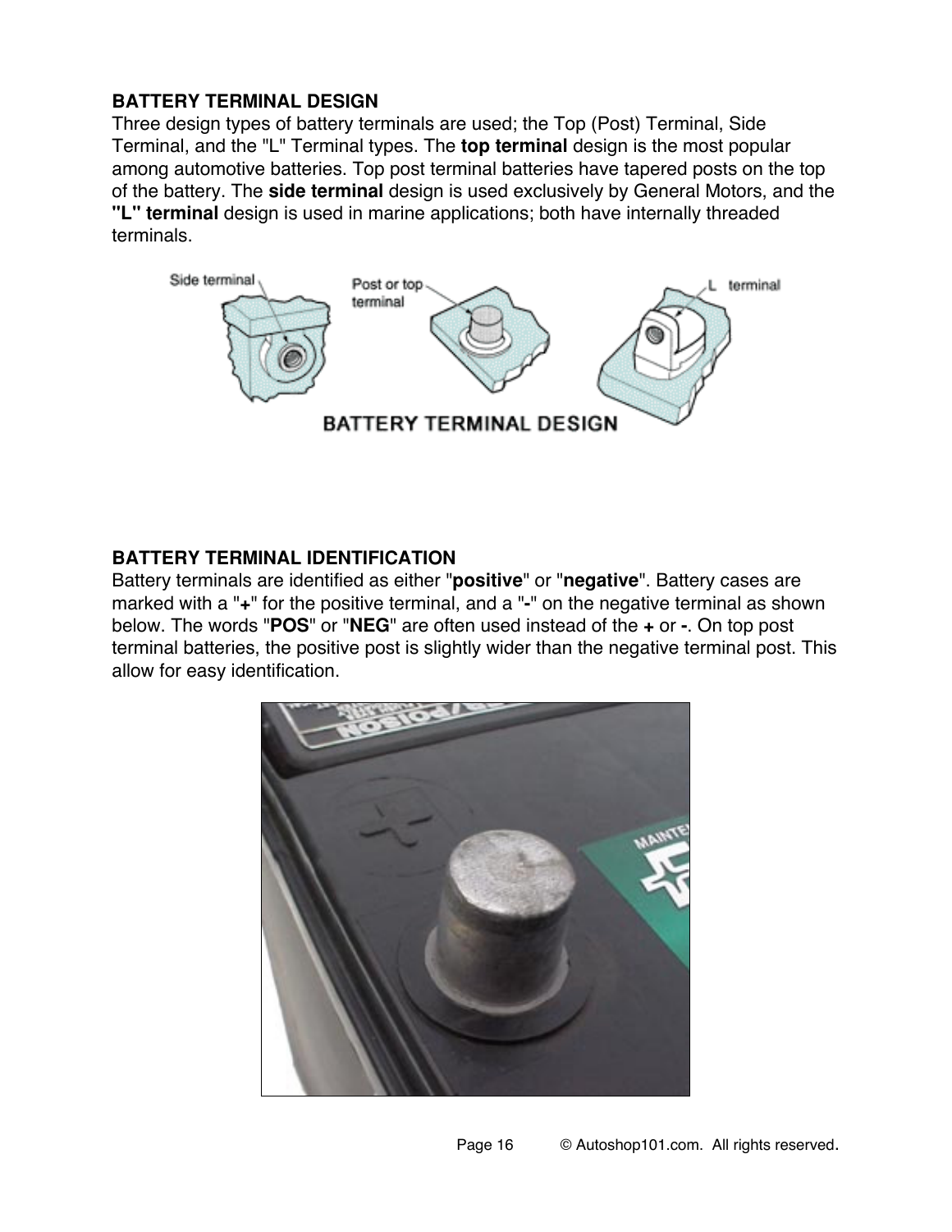**BATTERY TERMINAL DESIGN**

Three design types of battery terminals are used; the Top (Post) Terminal, Side Terminal, and the "L" Terminal types. The **top terminal** design is the most popular among automotive batteries. Top post terminal batteries have tapered posts on the top of the battery. The **side terminal** design is used exclusively by General Motors, and the **"L" terminal** design is used in marine applications; both have internally threaded terminals.

**BATTERY TERMINAL IDENTIFICATION**

Battery terminals are identified as either "**positive**" or "**negative**". Battery cases are marked with a "**+**" for the positive terminal, and a "**-**" on the negative terminal as shown below. The words "**POS**" or "**NEG**" are often used instead of the **+** or **-**. On top post terminal batteries, the positive post is slightly wider than the negative terminal post. This allow for easy identification.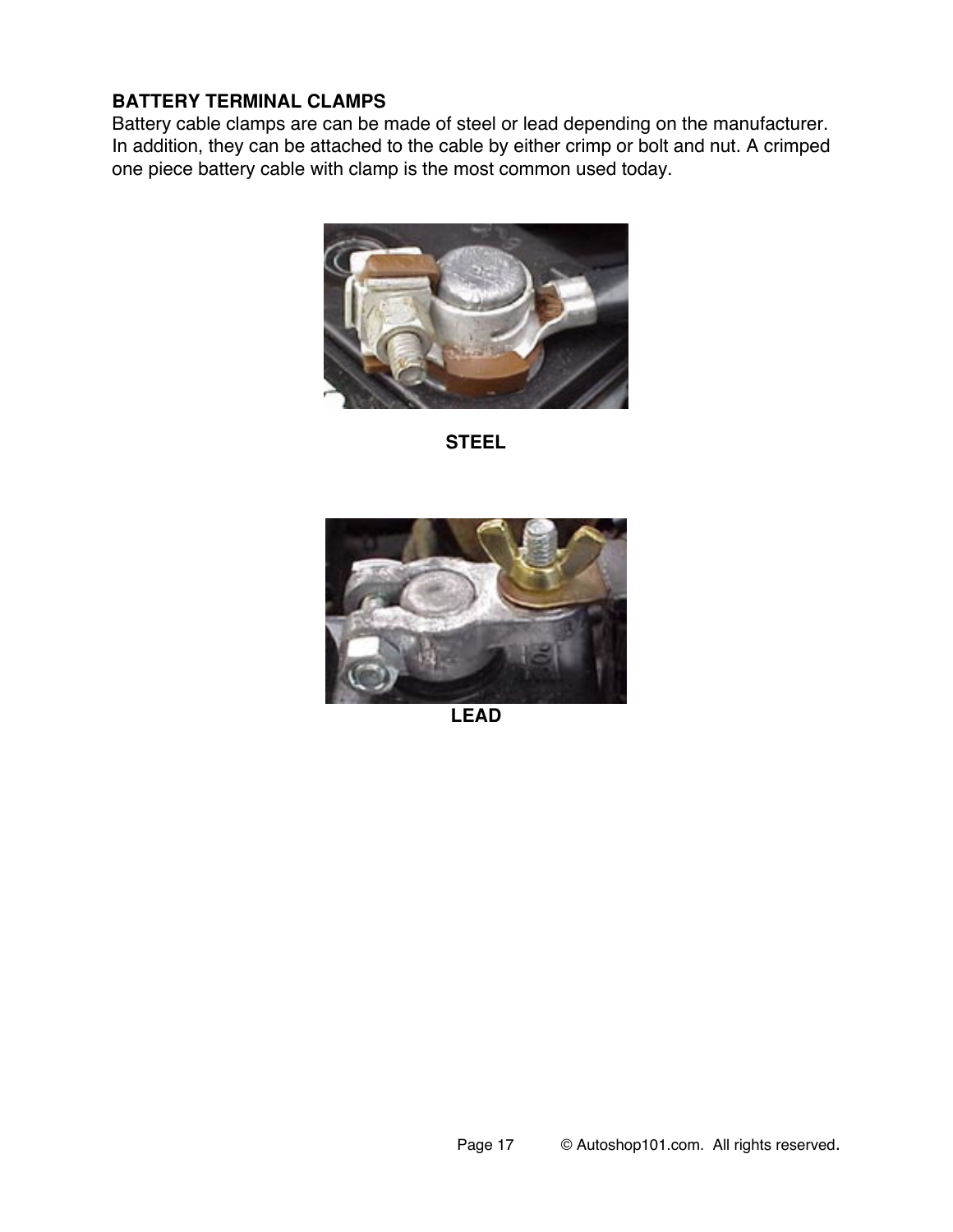**BATTERY TERMINAL CLAMPS**

Battery cable clamps are can be made of steel or lead depending on the manufacturer. In addition, they can be attached to the cable by either crimp or bolt and nut. A crimped one piece battery cable with clamp is the most common used today.

**STEEL**

**LEAD**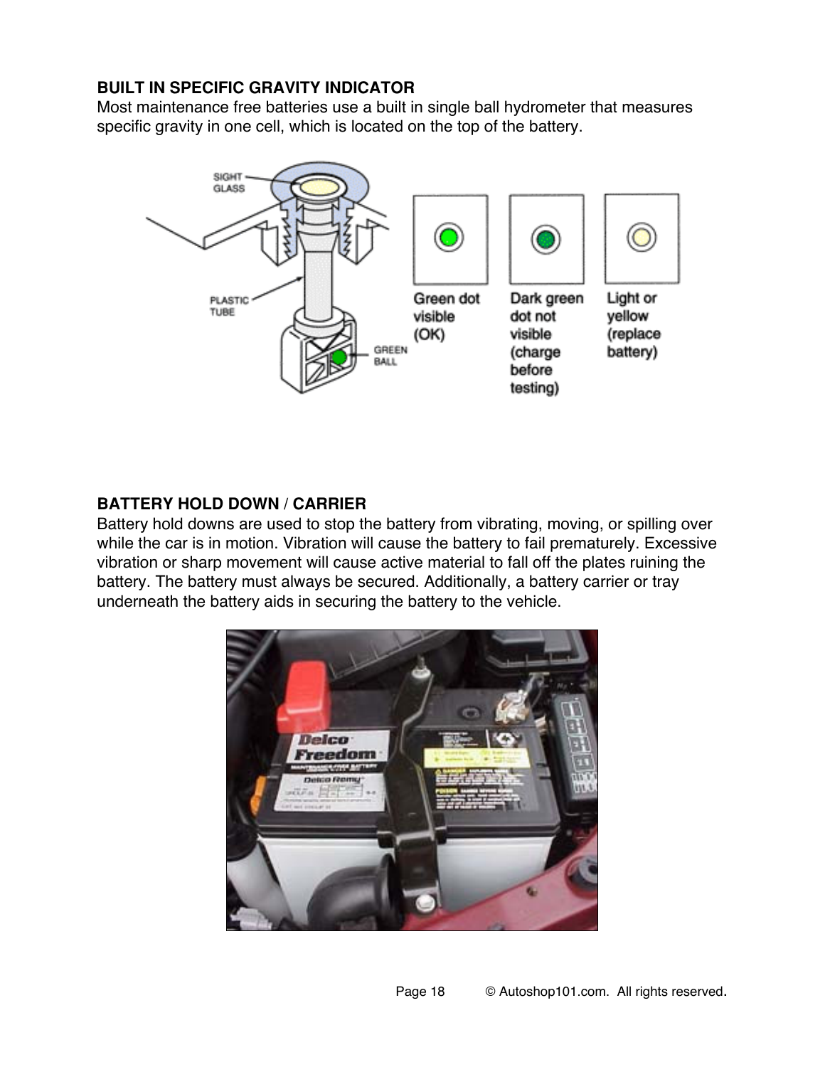**BUILT IN SPECIFIC GRAVITY INDICATOR**

Most maintenance free batteries use a built in single ball hydrometer that measures specific gravity in one cell, which is located on the top of the battery.

**BATTERY HOLD DOWN / CARRIER**

Battery hold downs are used to stop the battery from vibrating, moving, or spilling over while the car is in motion. Vibration will cause the battery to fail prematurely. Excessive vibration or sharp movement will cause active material to fall off the plates ruining the battery. The battery must always be secured. Additionally, a battery carrier or tray underneath the battery aids in securing the battery to the vehicle.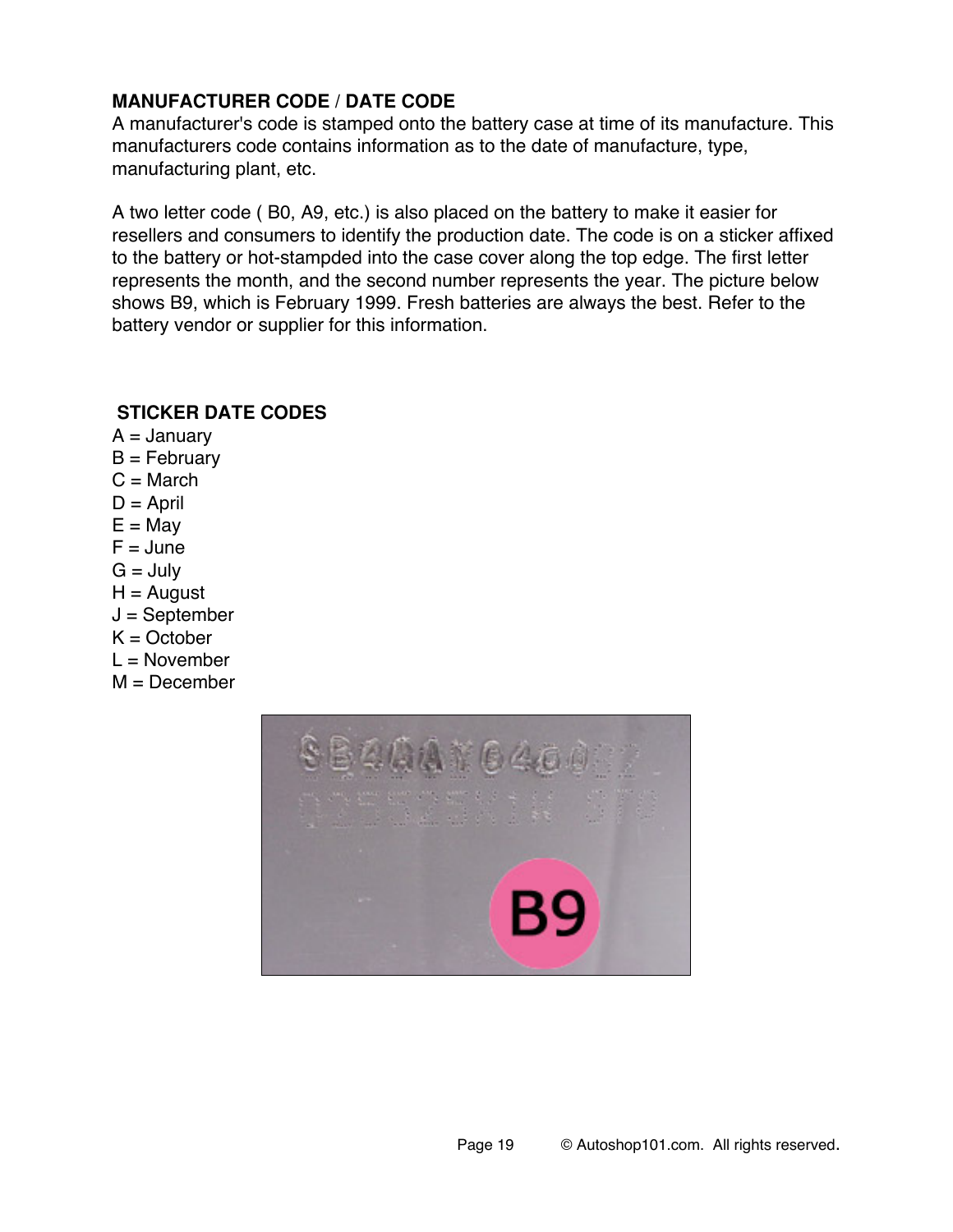## MANUFACTURER CODE / DATE CODE

A manufacturer's code is stamped onto the battery case at time of its manufacture. This manufacturers code contains information as to the date of manufacture, type, manufacturing plant, etc.

A two letter code ( B0, A9, etc.) is also placed on the battery to make it easier for resellers and consumers to identify the production date. The code is on a sticker affixed to the battery or hot-stampded into the case cover along the top edge. The first letter represents the month, and the second number represents the year. The picture below shows B9, which is February 1999. Fresh batteries are always the best. Refer to the battery vendor or supplier for this information.

## STICKER DATE CODES

A = January
B = February
C = March
D = April
E = May
F = June
G = July
H = August
J = September
K = October
L = November
M = December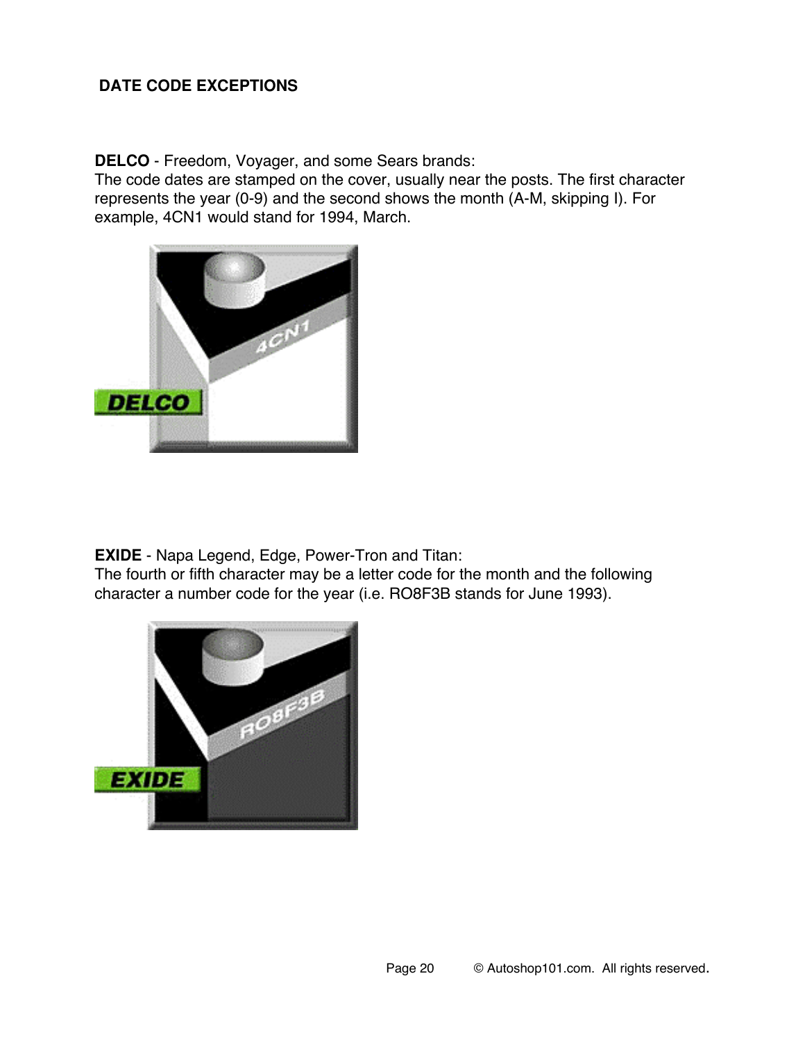## DATE CODE EXCEPTIONS

**DELCO** - Freedom, Voyager, and some Sears brands:
The code dates are stamped on the cover, usually near the posts. The first character represents the year (0-9) and the second shows the month (A-M, skipping I). For example, 4CN1 would stand for 1994, March.

**EXIDE** - Napa Legend, Edge, Power-Tron and Titan:
The fourth or fifth character may be a letter code for the month and the following character a number code for the year (i.e. RO8F3B stands for June 1993).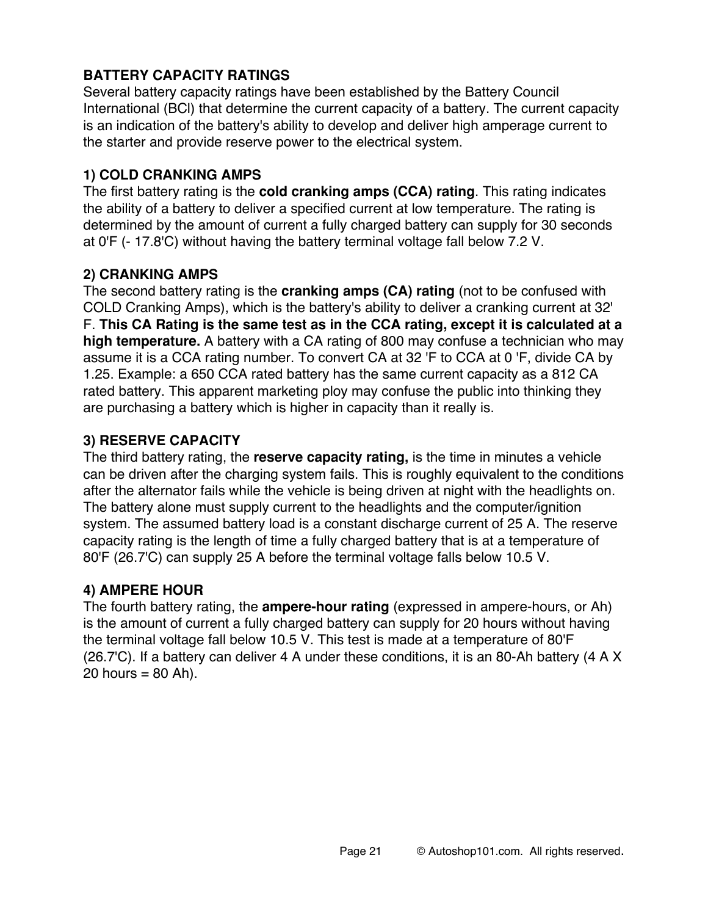## BATTERY CAPACITY RATINGS

Several battery capacity ratings have been established by the Battery Council International (BCl) that determine the current capacity of a battery. The current capacity is an indication of the battery's ability to develop and deliver high amperage current to the starter and provide reserve power to the electrical system.

### 1) COLD CRANKING AMPS

The first battery rating is the **cold cranking amps (CCA) rating**. This rating indicates the ability of a battery to deliver a specified current at low temperature. The rating is determined by the amount of current a fully charged battery can supply for 30 seconds at 0'F (- 17.8'C) without having the battery terminal voltage fall below 7.2 V.

### 2) CRANKING AMPS

The second battery rating is the **cranking amps (CA) rating** (not to be confused with COLD Cranking Amps), which is the battery's ability to deliver a cranking current at 32' F. **This CA Rating is the same test as in the CCA rating, except it is calculated at a high temperature.** A battery with a CA rating of 800 may confuse a technician who may assume it is a CCA rating number. To convert CA at 32 'F to CCA at 0 'F, divide CA by 1.25. Example: a 650 CCA rated battery has the same current capacity as a 812 CA rated battery. This apparent marketing ploy may confuse the public into thinking they are purchasing a battery which is higher in capacity than it really is.

### 3) RESERVE CAPACITY

The third battery rating, the **reserve capacity rating,** is the time in minutes a vehicle can be driven after the charging system fails. This is roughly equivalent to the conditions after the alternator fails while the vehicle is being driven at night with the headlights on. The battery alone must supply current to the headlights and the computer/ignition system. The assumed battery load is a constant discharge current of 25 A. The reserve capacity rating is the length of time a fully charged battery that is at a temperature of 80'F (26.7'C) can supply 25 A before the terminal voltage falls below 10.5 V.

### 4) AMPERE HOUR

The fourth battery rating, the **ampere-hour rating** (expressed in ampere-hours, or Ah) is the amount of current a fully charged battery can supply for 20 hours without having the terminal voltage fall below 10.5 V. This test is made at a temperature of 80'F (26.7'C). If a battery can deliver 4 A under these conditions, it is an 80-Ah battery (4 A X 20 hours = 80 Ah).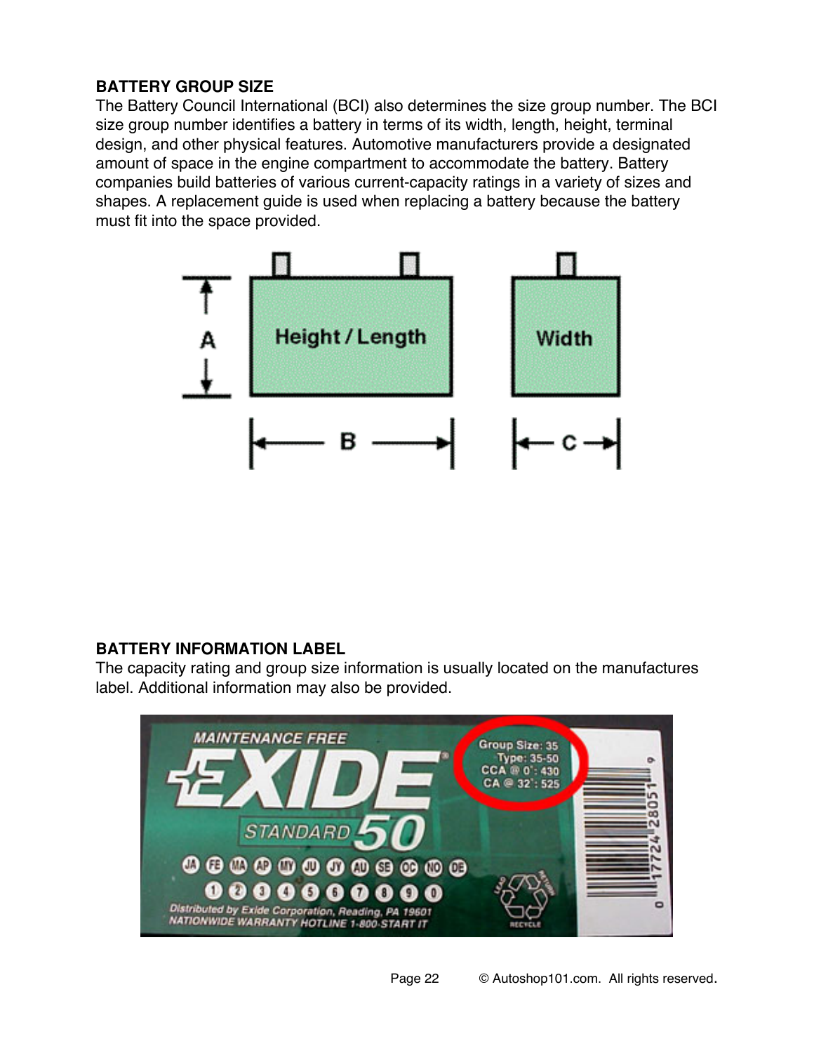## BATTERY GROUP SIZE

The Battery Council International (BCI) also determines the size group number. The BCI size group number identifies a battery in terms of its width, length, height, terminal design, and other physical features. Automotive manufacturers provide a designated amount of space in the engine compartment to accommodate the battery. Battery companies build batteries of various current-capacity ratings in a variety of sizes and shapes. A replacement guide is used when replacing a battery because the battery must fit into the space provided.

## BATTERY INFORMATION LABEL

The capacity rating and group size information is usually located on the manufactures label. Additional information may also be provided.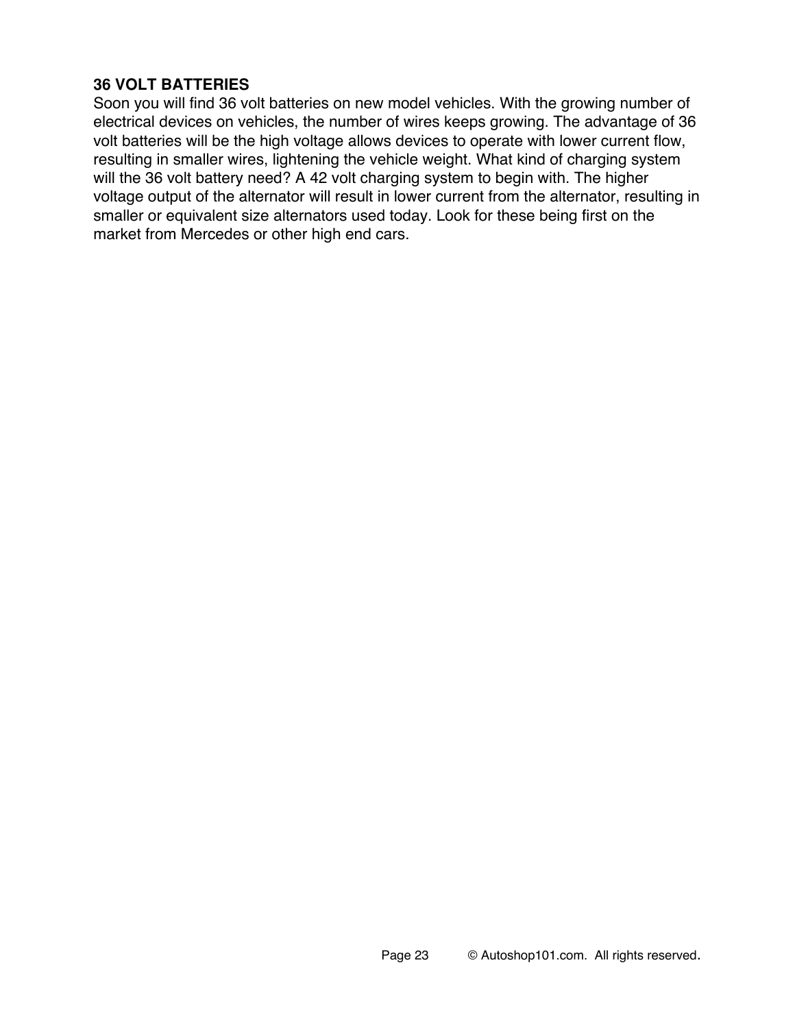**36 VOLT BATTERIES**

Soon you will find 36 volt batteries on new model vehicles. With the growing number of electrical devices on vehicles, the number of wires keeps growing. The advantage of 36 volt batteries will be the high voltage allows devices to operate with lower current flow, resulting in smaller wires, lightening the vehicle weight. What kind of charging system will the 36 volt battery need? A 42 volt charging system to begin with. The higher voltage output of the alternator will result in lower current from the alternator, resulting in smaller or equivalent size alternators used today. Look for these being first on the market from Mercedes or other high end cars.